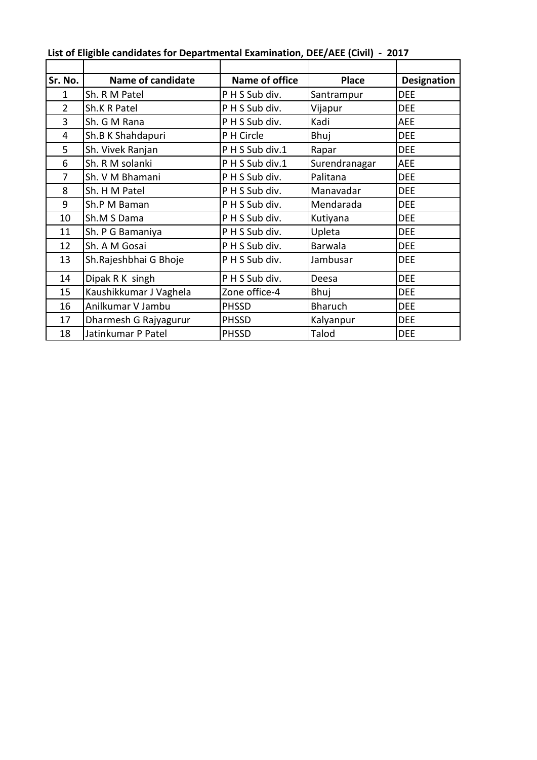**List of Eligible candidates for Departmental Examination, DEE/AEE (Civil) - 2017**

| Sr. No. | Name of candidate | Name of office | Place | Designation |
|---|---|---|---|---|
| 1 | Sh. R M Patel | P H S Sub div. | Santrampur | DEE |
| 2 | Sh.K R Patel | P H S Sub div. | Vijapur | DEE |
| 3 | Sh. G M Rana | P H S Sub div. | Kadi | AEE |
| 4 | Sh.B K Shahdapuri | P H Circle | Bhuj | DEE |
| 5 | Sh. Vivek Ranjan | P H S Sub div.1 | Rapar | DEE |
| 6 | Sh. R M solanki | P H S Sub div.1 | Surendranagar | AEE |
| 7 | Sh. V M Bhamani | P H S Sub div. | Palitana | DEE |
| 8 | Sh. H M Patel | P H S Sub div. | Manavadar | DEE |
| 9 | Sh.P M Baman | P H S Sub div. | Mendarada | DEE |
| 10 | Sh.M S Dama | P H S Sub div. | Kutiyana | DEE |
| 11 | Sh. P G Bamaniya | P H S Sub div. | Upleta | DEE |
| 12 | Sh. A M Gosai | P H S Sub div. | Barwala | DEE |
| 13 | Sh.Rajeshbhai G Bhoje | P H S Sub div. | Jambusar | DEE |
| 14 | Dipak R K singh | P H S Sub div. | Deesa | DEE |
| 15 | Kaushikkumar J Vaghela | Zone office-4 | Bhuj | DEE |
| 16 | Anilkumar V Jambu | PHSSD | Bharuch | DEE |
| 17 | Dharmesh G Rajyagurur | PHSSD | Kalyanpur | DEE |
| 18 | Jatinkumar P Patel | PHSSD | Talod | DEE |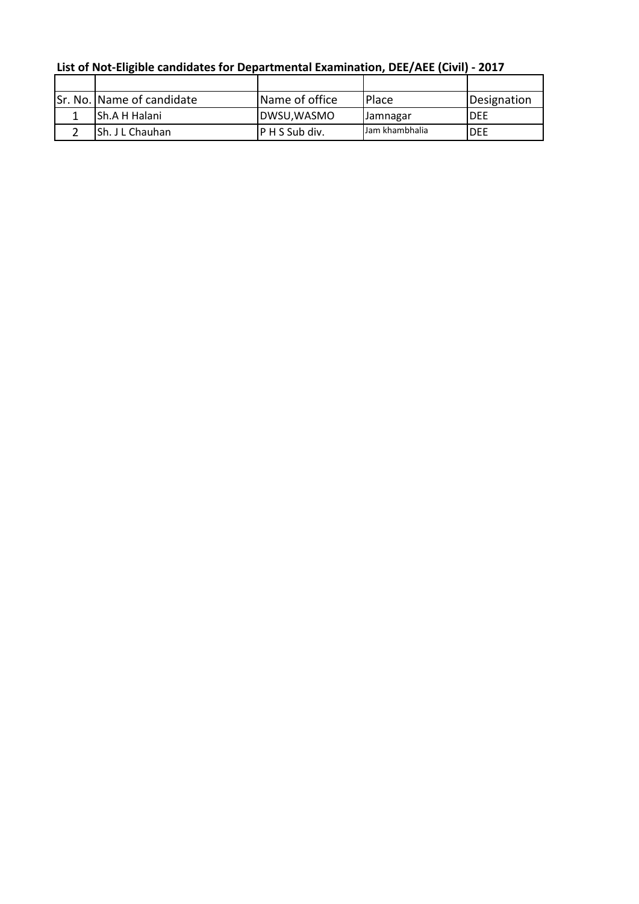**List of Not-Eligible candidates for Departmental Examination, DEE/AEE (Civil) - 2017**

| Sr. No. | Name of candidate | Name of office | Place | Designation |
|---|---|---|---|---|
| 1 | Sh.A H Halani | DWSU,WASMO | Jamnagar | DEE |
| 2 | Sh. J L Chauhan | P H S Sub div. | Jam khambhalia | DEE |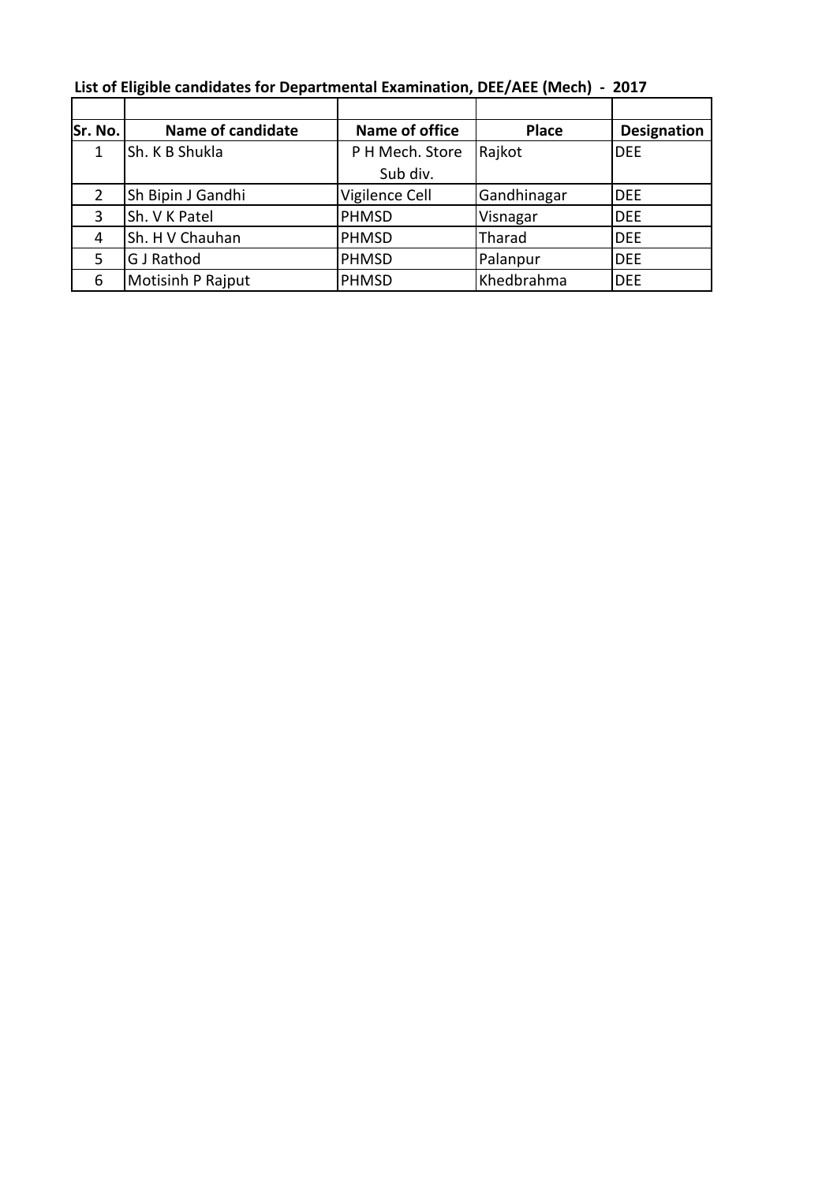**List of Eligible candidates for Departmental Examination, DEE/AEE (Mech) - 2017**

| Sr. No. | Name of candidate | Name of office | Place | Designation |
|---|---|---|---|---|
| 1 | Sh. K B Shukla | P H Mech. Store Sub div. | Rajkot | DEE |
| 2 | Sh Bipin J Gandhi | Vigilence Cell | Gandhinagar | DEE |
| 3 | Sh. V K Patel | PHMSD | Visnagar | DEE |
| 4 | Sh. H V Chauhan | PHMSD | Tharad | DEE |
| 5 | G J Rathod | PHMSD | Palanpur | DEE |
| 6 | Motisinh P Rajput | PHMSD | Khedbrahma | DEE |